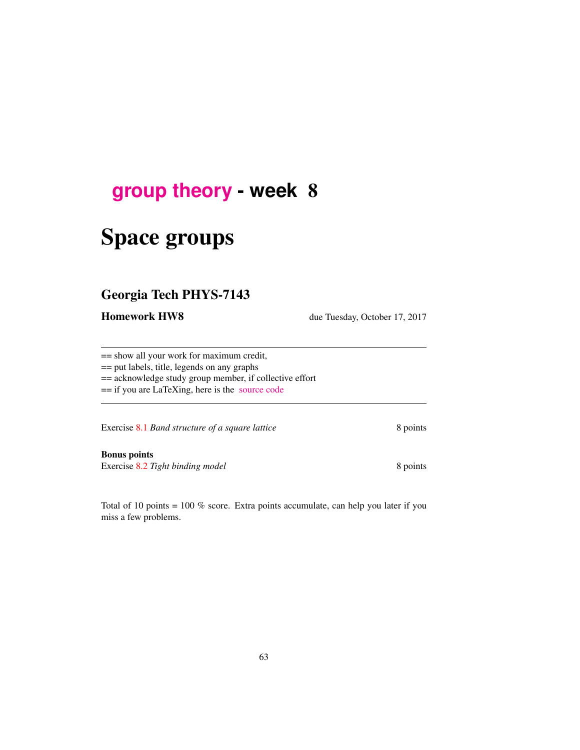# group theory - week 8

# Space groups

## Georgia Tech PHYS-7143

**Homework HW8** due Tuesday, October 17, 2017

---

== show all your work for maximum credit,
== put labels, title, legends on any graphs
== acknowledge study group member, if collective effort
== if you are LaTeXing, here is the source code

---

Exercise 8.1 *Band structure of a square lattice* 8 points

**Bonus points**
Exercise 8.2 *Tight binding model* 8 points

Total of 10 points = 100 % score. Extra points accumulate, can help you later if you miss a few problems.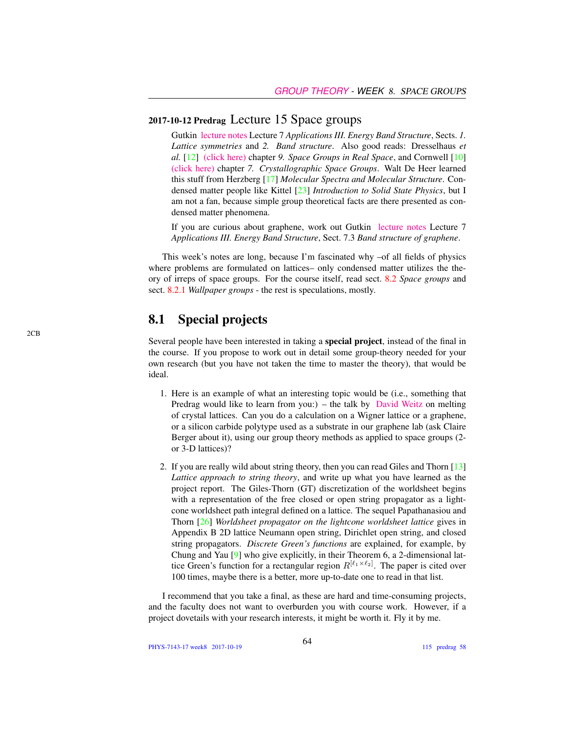## 2017-10-12 Predrag Lecture 15 Space groups

Gutkin lecture notes Lecture 7 *Applications III. Energy Band Structure*, Sects. *1. Lattice symmetries* and *2. Band structure*. Also good reads: Dresselhaus *et al.* [12] (click here) chapter *9. Space Groups in Real Space*, and Cornwell [10] (click here) chapter *7. Crystallographic Space Groups*. Walt De Heer learned this stuff from Herzberg [17] *Molecular Spectra and Molecular Structure*. Condensed matter people like Kittel [23] *Introduction to Solid State Physics*, but I am not a fan, because simple group theoretical facts are there presented as condensed matter phenomena.

If you are curious about graphene, work out Gutkin lecture notes Lecture 7 *Applications III. Energy Band Structure*, Sect. 7.3 *Band structure of graphene*.

This week's notes are long, because I'm fascinated why –of all fields of physics where problems are formulated on lattices– only condensed matter utilizes the theory of irreps of space groups. For the course itself, read sect. 8.2 *Space groups* and sect. 8.2.1 *Wallpaper groups* - the rest is speculations, mostly.

## 8.1 Special projects

2CB

Several people have been interested in taking a **special project**, instead of the final in the course. If you propose to work out in detail some group-theory needed for your own research (but you have not taken the time to master the theory), that would be ideal.

1. Here is an example of what an interesting topic would be (i.e., something that Predrag would like to learn from you:) – the talk by David Weitz on melting of crystal lattices. Can you do a calculation on a Wigner lattice or a graphene, or a silicon carbide polytype used as a substrate in our graphene lab (ask Claire Berger about it), using our group theory methods as applied to space groups (2- or 3-D lattices)?

2. If you are really wild about string theory, then you can read Giles and Thorn [13] *Lattice approach to string theory*, and write up what you have learned as the project report. The Giles-Thorn (GT) discretization of the worldsheet begins with a representation of the free closed or open string propagator as a light-cone worldsheet path integral defined on a lattice. The sequel Papathanasiou and Thorn [26] *Worldsheet propagator on the lightcone worldsheet lattice* gives in Appendix B 2D lattice Neumann open string, Dirichlet open string, and closed string propagators. *Discrete Green's functions* are explained, for example, by Chung and Yau [9] who give explicitly, in their Theorem 6, a 2-dimensional lattice Green's function for a rectangular region $R^{[\ell_1 \times \ell_2]}$. The paper is cited over 100 times, maybe there is a better, more up-to-date one to read in that list.

I recommend that you take a final, as these are hard and time-consuming projects, and the faculty does not want to overburden you with course work. However, if a project dovetails with your research interests, it might be worth it. Fly it by me.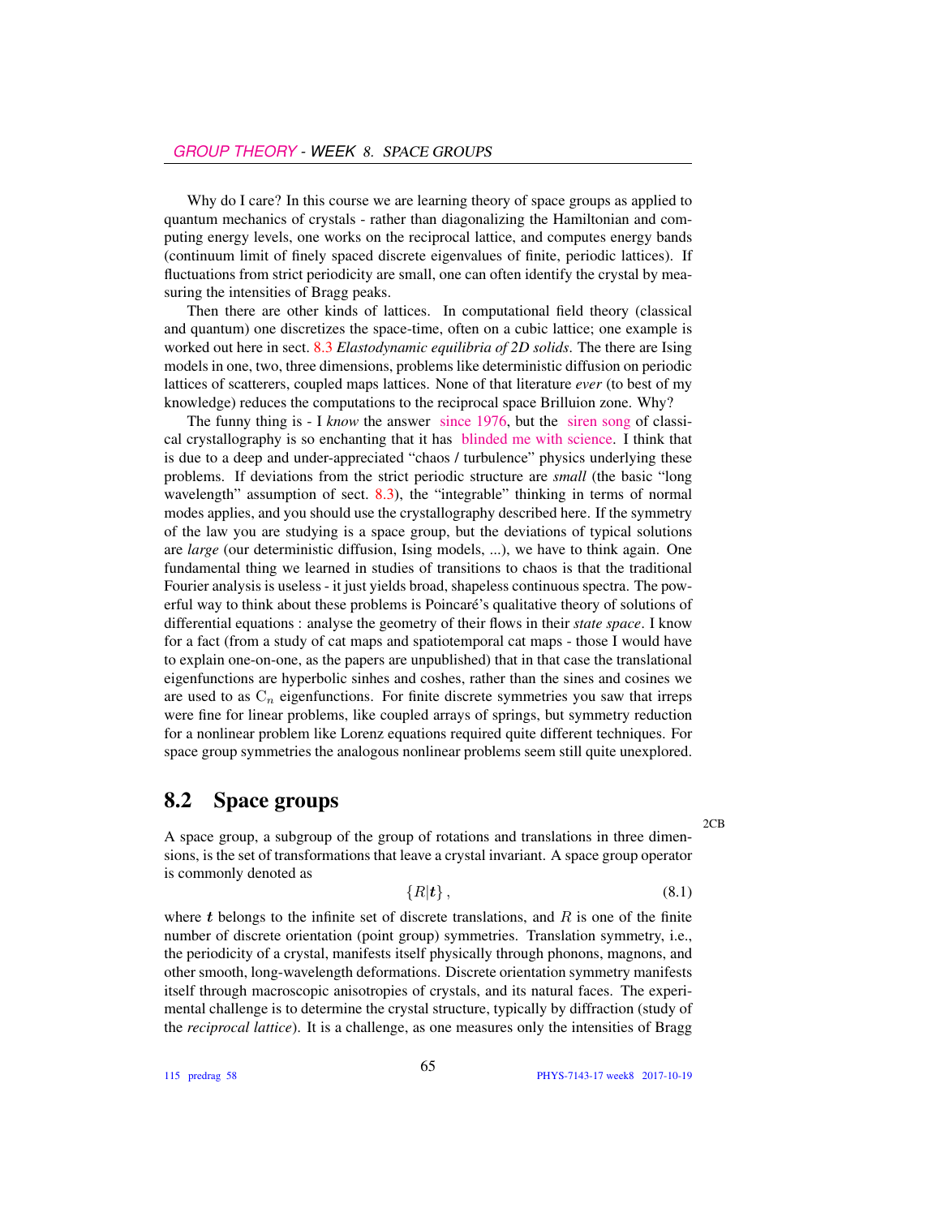Why do I care? In this course we are learning theory of space groups as applied to quantum mechanics of crystals - rather than diagonalizing the Hamiltonian and computing energy levels, one works on the reciprocal lattice, and computes energy bands (continuum limit of finely spaced discrete eigenvalues of finite, periodic lattices). If fluctuations from strict periodicity are small, one can often identify the crystal by measuring the intensities of Bragg peaks.

Then there are other kinds of lattices. In computational field theory (classical and quantum) one discretizes the space-time, often on a cubic lattice; one example is worked out here in sect. 8.3 *Elastodynamic equilibria of 2D solids*. The there are Ising models in one, two, three dimensions, problems like deterministic diffusion on periodic lattices of scatterers, coupled maps lattices. None of that literature *ever* (to best of my knowledge) reduces the computations to the reciprocal space Brillouin zone. Why?

The funny thing is - I *know* the answer since 1976, but the siren song of classical crystallography is so enchanting that it has blinded me with science. I think that is due to a deep and under-appreciated "chaos / turbulence" physics underlying these problems. If deviations from the strict periodic structure are *small* (the basic "long wavelength" assumption of sect. 8.3), the "integrable" thinking in terms of normal modes applies, and you should use the crystallography described here. If the symmetry of the law you are studying is a space group, but the deviations of typical solutions are *large* (our deterministic diffusion, Ising models, ...), we have to think again. One fundamental thing we learned in studies of transitions to chaos is that the traditional Fourier analysis is useless - it just yields broad, shapeless continuous spectra. The powerful way to think about these problems is Poincaré's qualitative theory of solutions of differential equations : analyse the geometry of their flows in their *state space*. I know for a fact (from a study of cat maps and spatiotemporal cat maps - those I would have to explain one-on-one, as the papers are unpublished) that in that case the translational eigenfunctions are hyperbolic sinhes and coshes, rather than the sines and cosines we are used to as $C_n$ eigenfunctions. For finite discrete symmetries you saw that irreps were fine for linear problems, like coupled arrays of springs, but symmetry reduction for a nonlinear problem like Lorenz equations required quite different techniques. For space group symmetries the analogous nonlinear problems seem still quite unexplored.

## 8.2 Space groups

2CB

A space group, a subgroup of the group of rotations and translations in three dimensions, is the set of transformations that leave a crystal invariant. A space group operator is commonly denoted as

$$\{R|\boldsymbol{t}\}\,, \tag{8.1}$$

where $\boldsymbol{t}$ belongs to the infinite set of discrete translations, and $R$ is one of the finite number of discrete orientation (point group) symmetries. Translation symmetry, i.e., the periodicity of a crystal, manifests itself physically through phonons, magnons, and other smooth, long-wavelength deformations. Discrete orientation symmetry manifests itself through macroscopic anisotropies of crystals, and its natural faces. The experimental challenge is to determine the crystal structure, typically by diffraction (study of the *reciprocal lattice*). It is a challenge, as one measures only the intensities of Bragg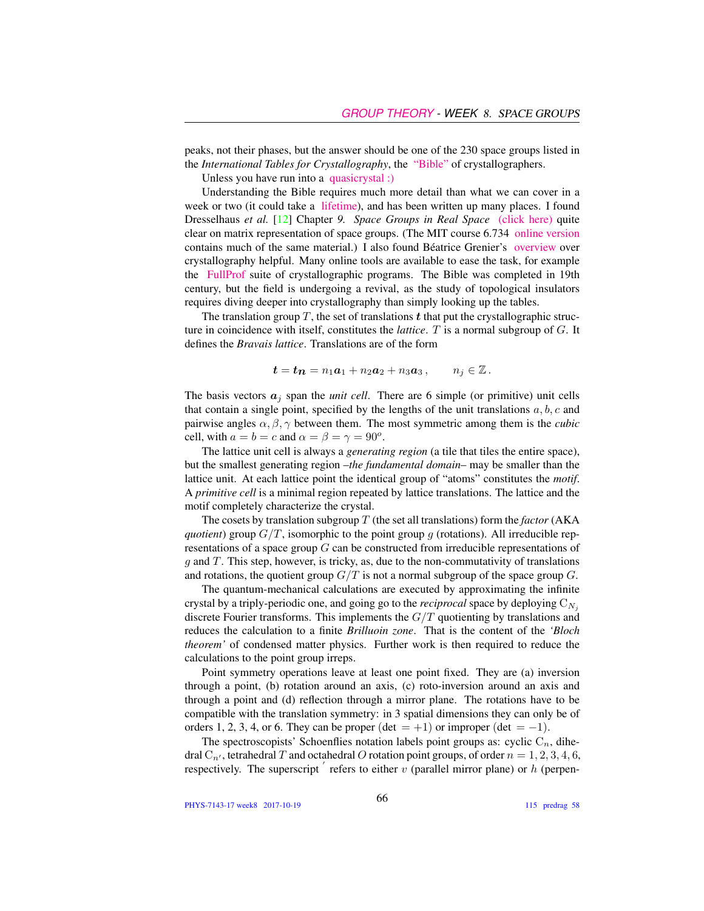peaks, not their phases, but the answer should be one of the 230 space groups listed in the *International Tables for Crystallography*, the "Bible" of crystallographers.

Unless you have run into a quasicrystal :)

Understanding the Bible requires much more detail than what we can cover in a week or two (it could take a lifetime), and has been written up many places. I found Dresselhaus *et al.* [12] Chapter *9. Space Groups in Real Space* (click here) quite clear on matrix representation of space groups. (The MIT course 6.734 online version contains much of the same material.) I also found Béatrice Grenier's overview over crystallography helpful. Many online tools are available to ease the task, for example the FullProf suite of crystallographic programs. The Bible was completed in 19th century, but the field is undergoing a revival, as the study of topological insulators requires diving deeper into crystallography than simply looking up the tables.

The translation group $T$, the set of translations $\boldsymbol{t}$ that put the crystallographic structure in coincidence with itself, constitutes the *lattice*. $T$ is a normal subgroup of $G$. It defines the *Bravais lattice*. Translations are of the form

$$\boldsymbol{t} = \boldsymbol{t_n} = n_1\boldsymbol{a}_1 + n_2\boldsymbol{a}_2 + n_3\boldsymbol{a}_3\,, \qquad n_j \in \mathbb{Z}\,.$$

The basis vectors $\boldsymbol{a}_j$ span the *unit cell*. There are 6 simple (or primitive) unit cells that contain a single point, specified by the lengths of the unit translations $a, b, c$ and pairwise angles $\alpha, \beta, \gamma$ between them. The most symmetric among them is the *cubic* cell, with $a = b = c$ and $\alpha = \beta = \gamma = 90^o$.

The lattice unit cell is always a *generating region* (a tile that tiles the entire space), but the smallest generating region –*the fundamental domain*– may be smaller than the lattice unit. At each lattice point the identical group of "atoms" constitutes the *motif*. A *primitive cell* is a minimal region repeated by lattice translations. The lattice and the motif completely characterize the crystal.

The cosets by translation subgroup $T$ (the set all translations) form the *factor* (AKA *quotient*) group $G/T$, isomorphic to the point group $g$ (rotations). All irreducible representations of a space group $G$ can be constructed from irreducible representations of $g$ and $T$. This step, however, is tricky, as, due to the non-commutativity of translations and rotations, the quotient group $G/T$ is not a normal subgroup of the space group $G$.

The quantum-mechanical calculations are executed by approximating the infinite crystal by a triply-periodic one, and going go to the *reciprocal* space by deploying $\mathrm{C}_{N_j}$ discrete Fourier transforms. This implements the $G/T$ quotienting by translations and reduces the calculation to a finite *Brilluoin zone*. That is the content of the *'Bloch theorem'* of condensed matter physics. Further work is then required to reduce the calculations to the point group irreps.

Point symmetry operations leave at least one point fixed. They are (a) inversion through a point, (b) rotation around an axis, (c) roto-inversion around an axis and through a point and (d) reflection through a mirror plane. The rotations have to be compatible with the translation symmetry: in 3 spatial dimensions they can only be of orders 1, 2, 3, 4, or 6. They can be proper (det $= +1$) or improper (det $= -1$).

The spectroscopists' Schoenflies notation labels point groups as: cyclic $\mathrm{C}_n$, dihedral $\mathrm{C}_{n'}$, tetrahedral $T$ and octahedral $O$ rotation point groups, of order $n = 1, 2, 3, 4, 6$, respectively. The superscript $'$ refers to either $v$ (parallel mirror plane) or $h$ (perpen-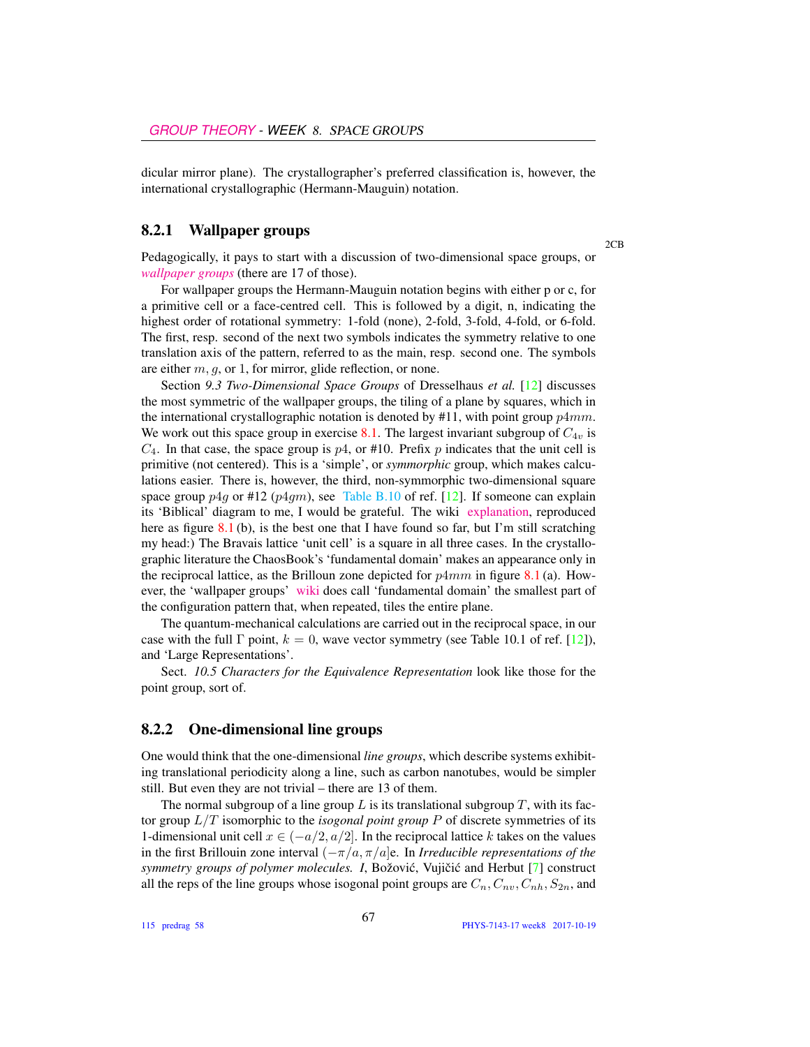dicular mirror plane). The crystallographer's preferred classification is, however, the international crystallographic (Hermann-Mauguin) notation.

### 8.2.1 Wallpaper groups

2CB

Pedagogically, it pays to start with a discussion of two-dimensional space groups, or *wallpaper groups* (there are 17 of those).

For wallpaper groups the Hermann-Mauguin notation begins with either p or c, for a primitive cell or a face-centred cell. This is followed by a digit, n, indicating the highest order of rotational symmetry: 1-fold (none), 2-fold, 3-fold, 4-fold, or 6-fold. The first, resp. second of the next two symbols indicates the symmetry relative to one translation axis of the pattern, referred to as the main, resp. second one. The symbols are either $m$, $g$, or 1, for mirror, glide reflection, or none.

Section *9.3 Two-Dimensional Space Groups* of Dresselhaus *et al.* [12] discusses the most symmetric of the wallpaper groups, the tiling of a plane by squares, which in the international crystallographic notation is denoted by #11, with point group $p4mm$. We work out this space group in exercise 8.1. The largest invariant subgroup of $C_{4v}$ is $C_4$. In that case, the space group is $p4$, or #10. Prefix $p$ indicates that the unit cell is primitive (not centered). This is a 'simple', or *symmorphic* group, which makes calculations easier. There is, however, the third, non-symmorphic two-dimensional square space group $p4g$ or #12 ($p4gm$), see Table B.10 of ref. [12]. If someone can explain its 'Biblical' diagram to me, I would be grateful. The wiki explanation, reproduced here as figure 8.1 (b), is the best one that I have found so far, but I'm still scratching my head:) The Bravais lattice 'unit cell' is a square in all three cases. In the crystallographic literature the ChaosBook's 'fundamental domain' makes an appearance only in the reciprocal lattice, as the Brilloun zone depicted for $p4mm$ in figure 8.1 (a). However, the 'wallpaper groups' wiki does call 'fundamental domain' the smallest part of the configuration pattern that, when repeated, tiles the entire plane.

The quantum-mechanical calculations are carried out in the reciprocal space, in our case with the full $\Gamma$ point, $k = 0$, wave vector symmetry (see Table 10.1 of ref. [12]), and 'Large Representations'.

Sect. *10.5 Characters for the Equivalence Representation* look like those for the point group, sort of.

### 8.2.2 One-dimensional line groups

One would think that the one-dimensional *line groups*, which describe systems exhibiting translational periodicity along a line, such as carbon nanotubes, would be simpler still. But even they are not trivial – there are 13 of them.

The normal subgroup of a line group $L$ is its translational subgroup $T$, with its factor group $L/T$ isomorphic to the *isogonal point group* $P$ of discrete symmetries of its 1-dimensional unit cell $x \in (-a/2, a/2]$. In the reciprocal lattice $k$ takes on the values in the first Brillouin zone interval $(-\pi/a, \pi/a]$e. In *Irreducible representations of the symmetry groups of polymer molecules. I*, Božović, Vujičić and Herbut [7] construct all the reps of the line groups whose isogonal point groups are $C_n, C_{nv}, C_{nh}, S_{2n}$, and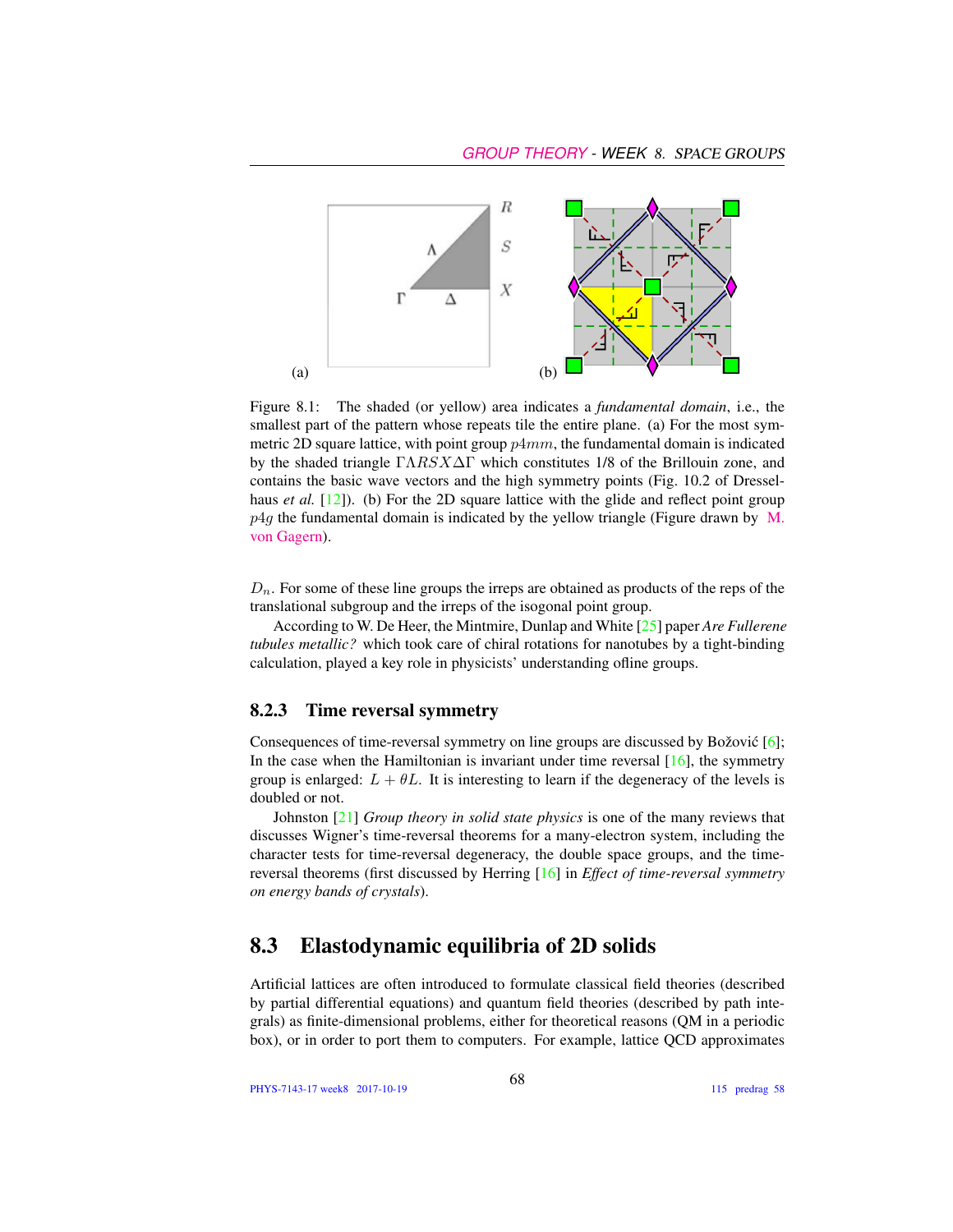(a)

(b)

Figure 8.1: The shaded (or yellow) area indicates a *fundamental domain*, i.e., the smallest part of the pattern whose repeats tile the entire plane. (a) For the most symmetric 2D square lattice, with point group $p4mm$, the fundamental domain is indicated by the shaded triangle $\Gamma\Lambda RSX\Delta\Gamma$ which constitutes 1/8 of the Brillouin zone, and contains the basic wave vectors and the high symmetry points (Fig. 10.2 of Dresselhaus *et al.* [12]). (b) For the 2D square lattice with the glide and reflect point group $p4g$ the fundamental domain is indicated by the yellow triangle (Figure drawn by M. von Gagern).

$D_n$. For some of these line groups the irreps are obtained as products of the reps of the translational subgroup and the irreps of the isogonal point group.

According to W. De Heer, the Mintmire, Dunlap and White [25] paper *Are Fullerene tubules metallic?* which took care of chiral rotations for nanotubes by a tight-binding calculation, played a key role in physicists' understanding ofline groups.

### 8.2.3 Time reversal symmetry

Consequences of time-reversal symmetry on line groups are discussed by Božović [6]; In the case when the Hamiltonian is invariant under time reversal [16], the symmetry group is enlarged: $L + \theta L$. It is interesting to learn if the degeneracy of the levels is doubled or not.

Johnston [21] *Group theory in solid state physics* is one of the many reviews that discusses Wigner's time-reversal theorems for a many-electron system, including the character tests for time-reversal degeneracy, the double space groups, and the time-reversal theorems (first discussed by Herring [16] in *Effect of time-reversal symmetry on energy bands of crystals*).

## 8.3 Elastodynamic equilibria of 2D solids

Artificial lattices are often introduced to formulate classical field theories (described by partial differential equations) and quantum field theories (described by path integrals) as finite-dimensional problems, either for theoretical reasons (QM in a periodic box), or in order to port them to computers. For example, lattice QCD approximates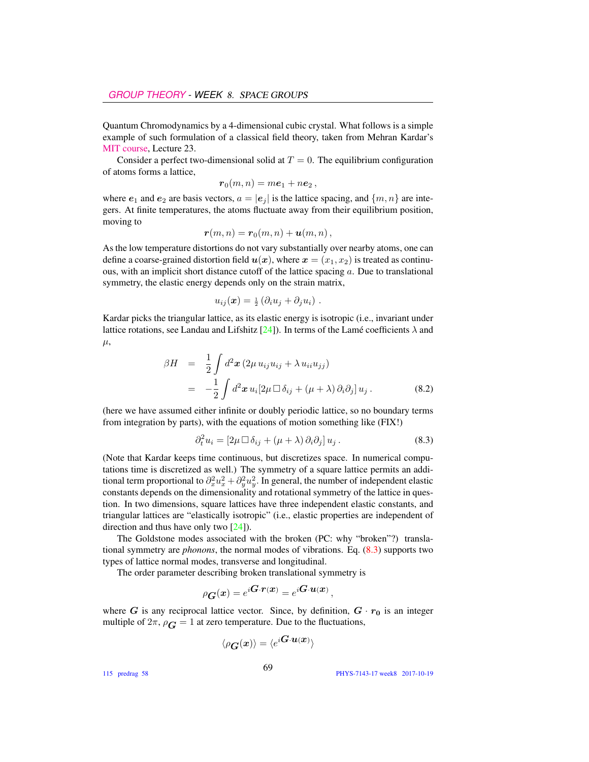Quantum Chromodynamics by a 4-dimensional cubic crystal. What follows is a simple example of such formulation of a classical field theory, taken from Mehran Kardar's MIT course, Lecture 23.

Consider a perfect two-dimensional solid at $T = 0$. The equilibrium configuration of atoms forms a lattice,

$$\boldsymbol{r}_0(m,n) = m\boldsymbol{e}_1 + n\boldsymbol{e}_2 \,,$$

where $\boldsymbol{e}_1$ and $\boldsymbol{e}_2$ are basis vectors, $a = |\boldsymbol{e}_j|$ is the lattice spacing, and $\{m, n\}$ are integers. At finite temperatures, the atoms fluctuate away from their equilibrium position, moving to

$$\boldsymbol{r}(m,n) = \boldsymbol{r}_0(m,n) + \boldsymbol{u}(m,n) \,,$$

As the low temperature distortions do not vary substantially over nearby atoms, one can define a coarse-grained distortion field $\boldsymbol{u}(\boldsymbol{x})$, where $\boldsymbol{x} = (x_1, x_2)$ is treated as continuous, with an implicit short distance cutoff of the lattice spacing $a$. Due to translational symmetry, the elastic energy depends only on the strain matrix,

$$u_{ij}(\boldsymbol{x}) = \tfrac{1}{2}\left(\partial_i u_j + \partial_j u_i\right) \,.$$

Kardar picks the triangular lattice, as its elastic energy is isotropic (i.e., invariant under lattice rotations, see Landau and Lifshitz [24]). In terms of the Lamé coefficients $\lambda$ and $\mu$,

$$\begin{aligned} \beta H &= \frac{1}{2}\int d^2\boldsymbol{x}\left(2\mu\, u_{ij}u_{ij} + \lambda\, u_{ii}u_{jj}\right) \\ &= -\frac{1}{2}\int d^2\boldsymbol{x}\, u_i[2\mu\,\Box\,\delta_{ij} + (\mu+\lambda)\,\partial_i\partial_j]\, u_j \,. \end{aligned} \tag{8.2}$$

(here we have assumed either infinite or doubly periodic lattice, so no boundary terms from integration by parts), with the equations of motion something like (FIX!)

$$\partial_t^2 u_i = [2\mu\,\Box\,\delta_{ij} + (\mu+\lambda)\,\partial_i\partial_j]\, u_j \,. \tag{8.3}$$

(Note that Kardar keeps time continuous, but discretizes space. In numerical computations time is discretized as well.) The symmetry of a square lattice permits an additional term proportional to $\partial_x^2 u_x^2 + \partial_y^2 u_y^2$. In general, the number of independent elastic constants depends on the dimensionality and rotational symmetry of the lattice in question. In two dimensions, square lattices have three independent elastic constants, and triangular lattices are "elastically isotropic" (i.e., elastic properties are independent of direction and thus have only two [24]).

The Goldstone modes associated with the broken (PC: why "broken"?) translational symmetry are *phonons*, the normal modes of vibrations. Eq. (8.3) supports two types of lattice normal modes, transverse and longitudinal.

The order parameter describing broken translational symmetry is

$$\rho_{\boldsymbol{G}}(\boldsymbol{x}) = e^{i\boldsymbol{G}\cdot\boldsymbol{r}(\boldsymbol{x})} = e^{i\boldsymbol{G}\cdot\boldsymbol{u}(\boldsymbol{x})} \,,$$

where $\boldsymbol{G}$ is any reciprocal lattice vector. Since, by definition, $\boldsymbol{G}\cdot\boldsymbol{r_0}$ is an integer multiple of $2\pi$, $\rho_{\boldsymbol{G}} = 1$ at zero temperature. Due to the fluctuations,

$$\langle \rho_{\boldsymbol{G}}(\boldsymbol{x})\rangle = \langle e^{i\boldsymbol{G}\cdot\boldsymbol{u}(\boldsymbol{x})}\rangle$$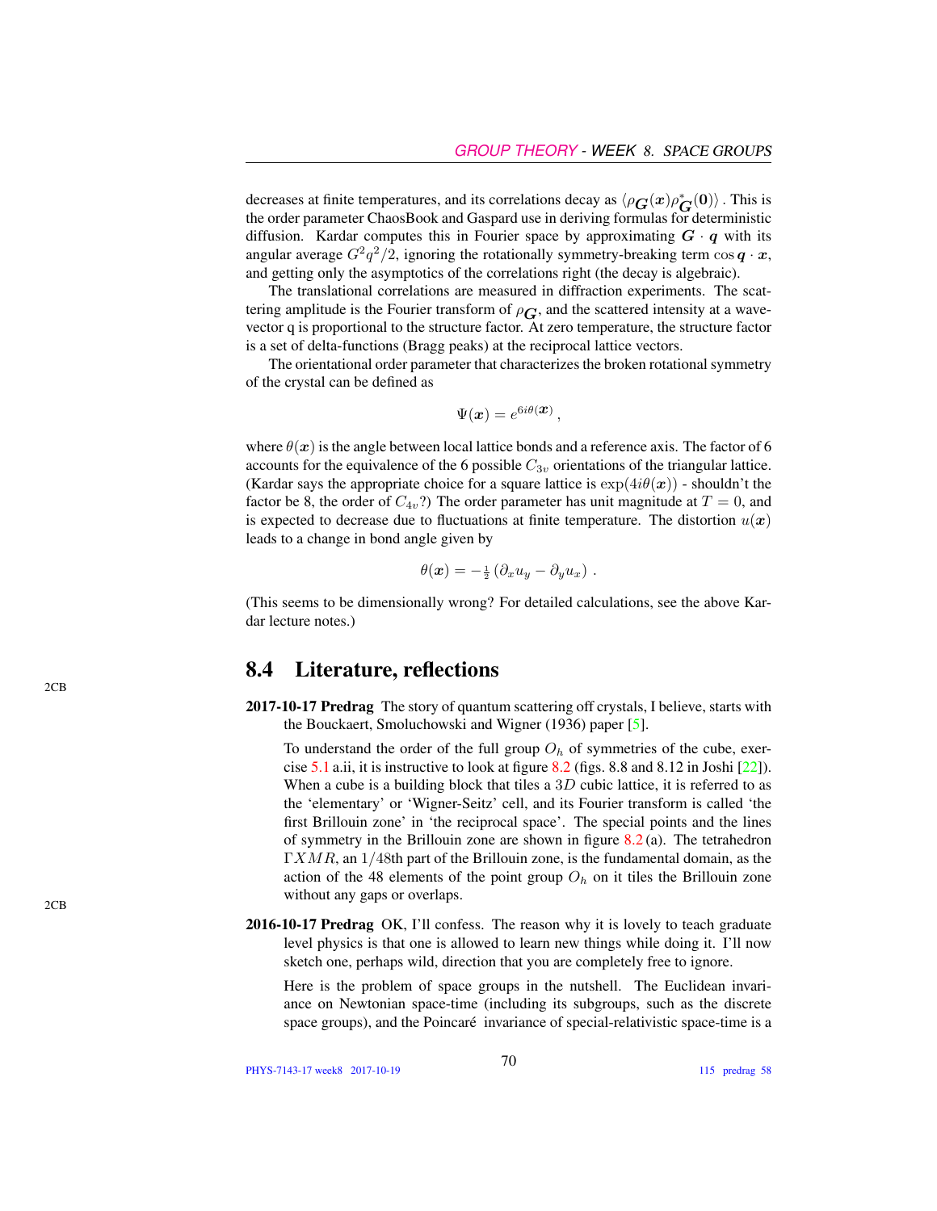decreases at finite temperatures, and its correlations decay as $\langle \rho_{\boldsymbol{G}}(\boldsymbol{x})\rho^*_{\boldsymbol{G}}(\boldsymbol{0})\rangle$ . This is the order parameter ChaosBook and Gaspard use in deriving formulas for deterministic diffusion. Kardar computes this in Fourier space by approximating $\boldsymbol{G}\cdot\boldsymbol{q}$ with its angular average $G^2q^2/2$, ignoring the rotationally symmetry-breaking term $\cos \boldsymbol{q}\cdot\boldsymbol{x}$, and getting only the asymptotics of the correlations right (the decay is algebraic).

The translational correlations are measured in diffraction experiments. The scattering amplitude is the Fourier transform of $\rho_{\boldsymbol{G}}$, and the scattered intensity at a wave-vector q is proportional to the structure factor. At zero temperature, the structure factor is a set of delta-functions (Bragg peaks) at the reciprocal lattice vectors.

The orientational order parameter that characterizes the broken rotational symmetry of the crystal can be defined as

$$\Psi(\boldsymbol{x}) = e^{6i\theta(\boldsymbol{x})} \,,$$

where $\theta(\boldsymbol{x})$ is the angle between local lattice bonds and a reference axis. The factor of 6 accounts for the equivalence of the 6 possible $C_{3v}$ orientations of the triangular lattice. (Kardar says the appropriate choice for a square lattice is $\exp(4i\theta(\boldsymbol{x}))$ - shouldn't the factor be 8, the order of $C_{4v}$?) The order parameter has unit magnitude at $T=0$, and is expected to decrease due to fluctuations at finite temperature. The distortion $u(\boldsymbol{x})$ leads to a change in bond angle given by

$$\theta(\boldsymbol{x}) = -\tfrac{1}{2}\left(\partial_x u_y - \partial_y u_x\right) \,.$$

(This seems to be dimensionally wrong? For detailed calculations, see the above Kardar lecture notes.)

## 8.4 Literature, reflections

**2017-10-17 Predrag** The story of quantum scattering off crystals, I believe, starts with the Bouckaert, Smoluchowski and Wigner (1936) paper [5].

To understand the order of the full group $O_h$ of symmetries of the cube, exercise 5.1 a.ii, it is instructive to look at figure 8.2 (figs. 8.8 and 8.12 in Joshi [22]). When a cube is a building block that tiles a $3D$ cubic lattice, it is referred to as the 'elementary' or 'Wigner-Seitz' cell, and its Fourier transform is called 'the first Brillouin zone' in 'the reciprocal space'. The special points and the lines of symmetry in the Brillouin zone are shown in figure 8.2 (a). The tetrahedron $\Gamma XMR$, an $1/48$th part of the Brillouin zone, is the fundamental domain, as the action of the 48 elements of the point group $O_h$ on it tiles the Brillouin zone without any gaps or overlaps.

**2016-10-17 Predrag** OK, I'll confess. The reason why it is lovely to teach graduate level physics is that one is allowed to learn new things while doing it. I'll now sketch one, perhaps wild, direction that you are completely free to ignore.

Here is the problem of space groups in the nutshell. The Euclidean invariance on Newtonian space-time (including its subgroups, such as the discrete space groups), and the Poincaré invariance of special-relativistic space-time is a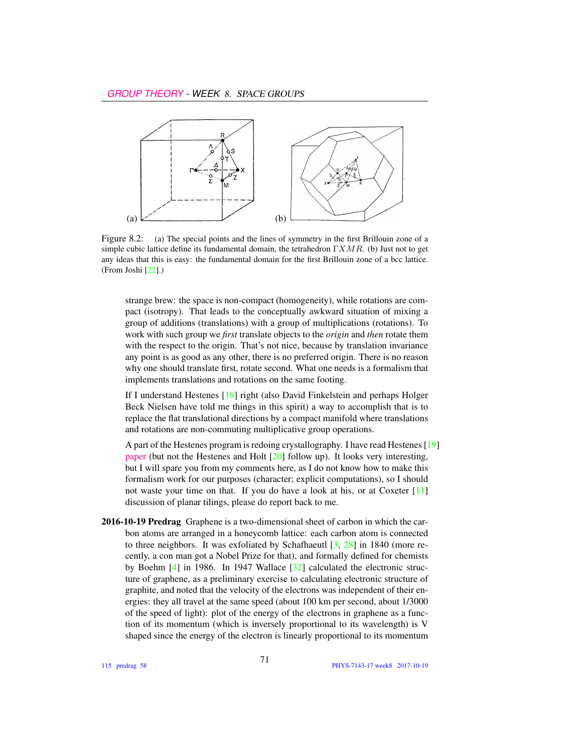Figure 8.2: (a) The special points and the lines of symmetry in the first Brillouin zone of a simple cubic lattice define its fundamental domain, the tetrahedron $\Gamma XMR$. (b) Just not to get any ideas that this is easy: the fundamental domain for the first Brillouin zone of a bcc lattice. (From Joshi [22].)

strange brew: the space is non-compact (homogeneity), while rotations are compact (isotropy). That leads to the conceptually awkward situation of mixing a group of additions (translations) with a group of multiplications (rotations). To work with such group we *first* translate objects to the *origin* and *then* rotate them with the respect to the origin. That's not nice, because by translation invariance any point is as good as any other, there is no preferred origin. There is no reason why one should translate first, rotate second. What one needs is a formalism that implements translations and rotations on the same footing.

If I understand Hestenes [18] right (also David Finkelstein and perhaps Holger Beck Nielsen have told me things in this spirit) a way to accomplish that is to replace the flat translational directions by a compact manifold where translations and rotations are non-commuting multiplicative group operations.

A part of the Hestenes program is redoing crystallography. I have read Hestenes [19] paper (but not the Hestenes and Holt [20] follow up). It looks very interesting, but I will spare you from my comments here, as I do not know how to make this formalism work for our purposes (character; explicit computations), so I should not waste your time on that. If you do have a look at his, or at Coxeter [11] discussion of planar tilings, please do report back to me.

**2016-10-19 Predrag** Graphene is a two-dimensional sheet of carbon in which the carbon atoms are arranged in a honeycomb lattice: each carbon atom is connected to three neighbors. It was exfoliated by Schafhaeutl [3, 28] in 1840 (more recently, a con man got a Nobel Prize for that), and formally defined for chemists by Boehm [4] in 1986. In 1947 Wallace [32] calculated the electronic structure of graphene, as a preliminary exercise to calculating electronic structure of graphite, and noted that the velocity of the electrons was independent of their energies: they all travel at the same speed (about 100 km per second, about 1/3000 of the speed of light): plot of the energy of the electrons in graphene as a function of its momentum (which is inversely proportional to its wavelength) is V shaped since the energy of the electron is linearly proportional to its momentum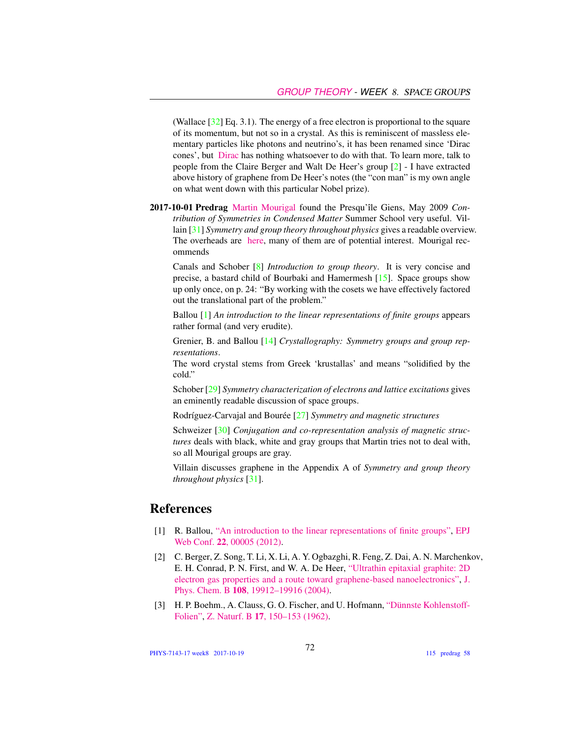(Wallace [32] Eq. 3.1). The energy of a free electron is proportional to the square of its momentum, but not so in a crystal. As this is reminiscent of massless elementary particles like photons and neutrino's, it has been renamed since 'Dirac cones', but Dirac has nothing whatsoever to do with that. To learn more, talk to people from the Claire Berger and Walt De Heer's group [2] - I have extracted above history of graphene from De Heer's notes (the "con man" is my own angle on what went down with this particular Nobel prize).

**2017-10-01 Predrag** Martin Mourigal found the Presqu'île Giens, May 2009 *Contribution of Symmetries in Condensed Matter* Summer School very useful. Villain [31] *Symmetry and group theory throughout physics* gives a readable overview. The overheads are here, many of them are of potential interest. Mourigal recommends

Canals and Schober [8] *Introduction to group theory*. It is very concise and precise, a bastard child of Bourbaki and Hamermesh [15]. Space groups show up only once, on p. 24: "By working with the cosets we have effectively factored out the translational part of the problem."

Ballou [1] *An introduction to the linear representations of finite groups* appears rather formal (and very erudite).

Grenier, B. and Ballou [14] *Crystallography: Symmetry groups and group representations*.
The word crystal stems from Greek 'krustallas' and means "solidified by the cold."

Schober [29] *Symmetry characterization of electrons and lattice excitations* gives an eminently readable discussion of space groups.

Rodríguez-Carvajal and Bourée [27] *Symmetry and magnetic structures*

Schweizer [30] *Conjugation and co-representation analysis of magnetic structures* deals with black, white and gray groups that Martin tries not to deal with, so all Mourigal groups are gray.

Villain discusses graphene in the Appendix A of *Symmetry and group theory throughout physics* [31].

# References

[1] R. Ballou, "An introduction to the linear representations of finite groups", EPJ Web Conf. **22**, 00005 (2012).

[2] C. Berger, Z. Song, T. Li, X. Li, A. Y. Ogbazghi, R. Feng, Z. Dai, A. N. Marchenkov, E. H. Conrad, P. N. First, and W. A. De Heer, "Ultrathin epitaxial graphite: 2D electron gas properties and a route toward graphene-based nanoelectronics", J. Phys. Chem. B **108**, 19912–19916 (2004).

[3] H. P. Boehm., A. Clauss, G. O. Fischer, and U. Hofmann, "Dünnste Kohlenstoff-Folien", Z. Naturf. B **17**, 150–153 (1962).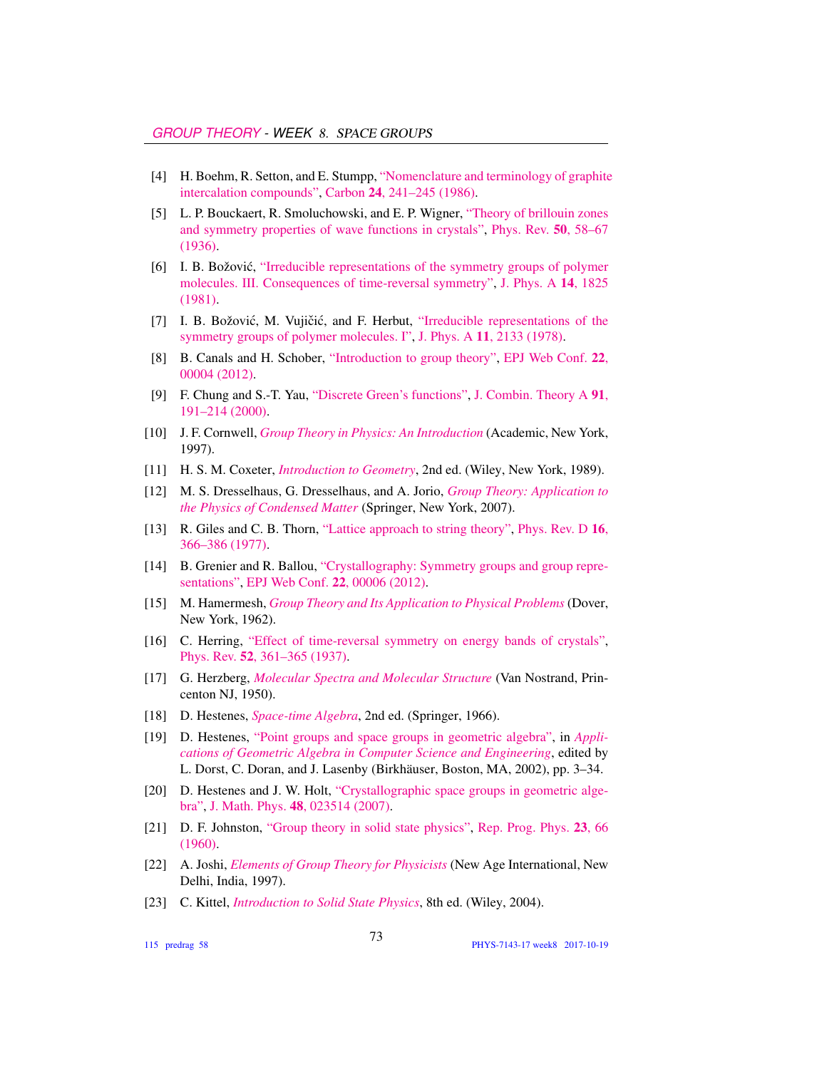[4] H. Boehm, R. Setton, and E. Stumpp, "Nomenclature and terminology of graphite intercalation compounds", Carbon **24**, 241–245 (1986).

[5] L. P. Bouckaert, R. Smoluchowski, and E. P. Wigner, "Theory of brillouin zones and symmetry properties of wave functions in crystals", Phys. Rev. **50**, 58–67 (1936).

[6] I. B. Božović, "Irreducible representations of the symmetry groups of polymer molecules. III. Consequences of time-reversal symmetry", J. Phys. A **14**, 1825 (1981).

[7] I. B. Božović, M. Vujičić, and F. Herbut, "Irreducible representations of the symmetry groups of polymer molecules. I", J. Phys. A **11**, 2133 (1978).

[8] B. Canals and H. Schober, "Introduction to group theory", EPJ Web Conf. **22**, 00004 (2012).

[9] F. Chung and S.-T. Yau, "Discrete Green's functions", J. Combin. Theory A **91**, 191–214 (2000).

[10] J. F. Cornwell, *Group Theory in Physics: An Introduction* (Academic, New York, 1997).

[11] H. S. M. Coxeter, *Introduction to Geometry*, 2nd ed. (Wiley, New York, 1989).

[12] M. S. Dresselhaus, G. Dresselhaus, and A. Jorio, *Group Theory: Application to the Physics of Condensed Matter* (Springer, New York, 2007).

[13] R. Giles and C. B. Thorn, "Lattice approach to string theory", Phys. Rev. D **16**, 366–386 (1977).

[14] B. Grenier and R. Ballou, "Crystallography: Symmetry groups and group representations", EPJ Web Conf. **22**, 00006 (2012).

[15] M. Hamermesh, *Group Theory and Its Application to Physical Problems* (Dover, New York, 1962).

[16] C. Herring, "Effect of time-reversal symmetry on energy bands of crystals", Phys. Rev. **52**, 361–365 (1937).

[17] G. Herzberg, *Molecular Spectra and Molecular Structure* (Van Nostrand, Princenton NJ, 1950).

[18] D. Hestenes, *Space-time Algebra*, 2nd ed. (Springer, 1966).

[19] D. Hestenes, "Point groups and space groups in geometric algebra", in *Applications of Geometric Algebra in Computer Science and Engineering*, edited by L. Dorst, C. Doran, and J. Lasenby (Birkhäuser, Boston, MA, 2002), pp. 3–34.

[20] D. Hestenes and J. W. Holt, "Crystallographic space groups in geometric algebra", J. Math. Phys. **48**, 023514 (2007).

[21] D. F. Johnston, "Group theory in solid state physics", Rep. Prog. Phys. **23**, 66 (1960).

[22] A. Joshi, *Elements of Group Theory for Physicists* (New Age International, New Delhi, India, 1997).

[23] C. Kittel, *Introduction to Solid State Physics*, 8th ed. (Wiley, 2004).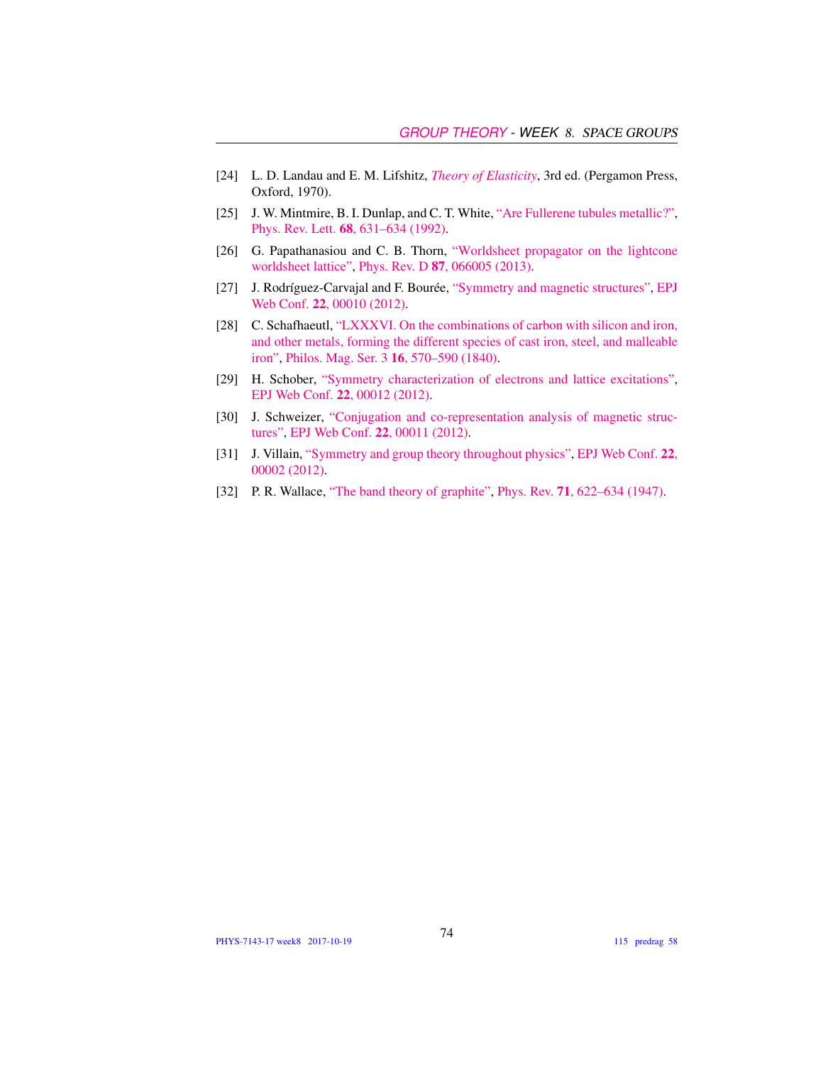[24] L. D. Landau and E. M. Lifshitz, *Theory of Elasticity*, 3rd ed. (Pergamon Press, Oxford, 1970).

[25] J. W. Mintmire, B. I. Dunlap, and C. T. White, "Are Fullerene tubules metallic?", Phys. Rev. Lett. **68**, 631–634 (1992).

[26] G. Papathanasiou and C. B. Thorn, "Worldsheet propagator on the lightcone worldsheet lattice", Phys. Rev. D **87**, 066005 (2013).

[27] J. Rodríguez-Carvajal and F. Bourée, "Symmetry and magnetic structures", EPJ Web Conf. **22**, 00010 (2012).

[28] C. Schafhaeutl, "LXXXVI. On the combinations of carbon with silicon and iron, and other metals, forming the different species of cast iron, steel, and malleable iron", Philos. Mag. Ser. 3 **16**, 570–590 (1840).

[29] H. Schober, "Symmetry characterization of electrons and lattice excitations", EPJ Web Conf. **22**, 00012 (2012).

[30] J. Schweizer, "Conjugation and co-representation analysis of magnetic structures", EPJ Web Conf. **22**, 00011 (2012).

[31] J. Villain, "Symmetry and group theory throughout physics", EPJ Web Conf. **22**, 00002 (2012).

[32] P. R. Wallace, "The band theory of graphite", Phys. Rev. **71**, 622–634 (1947).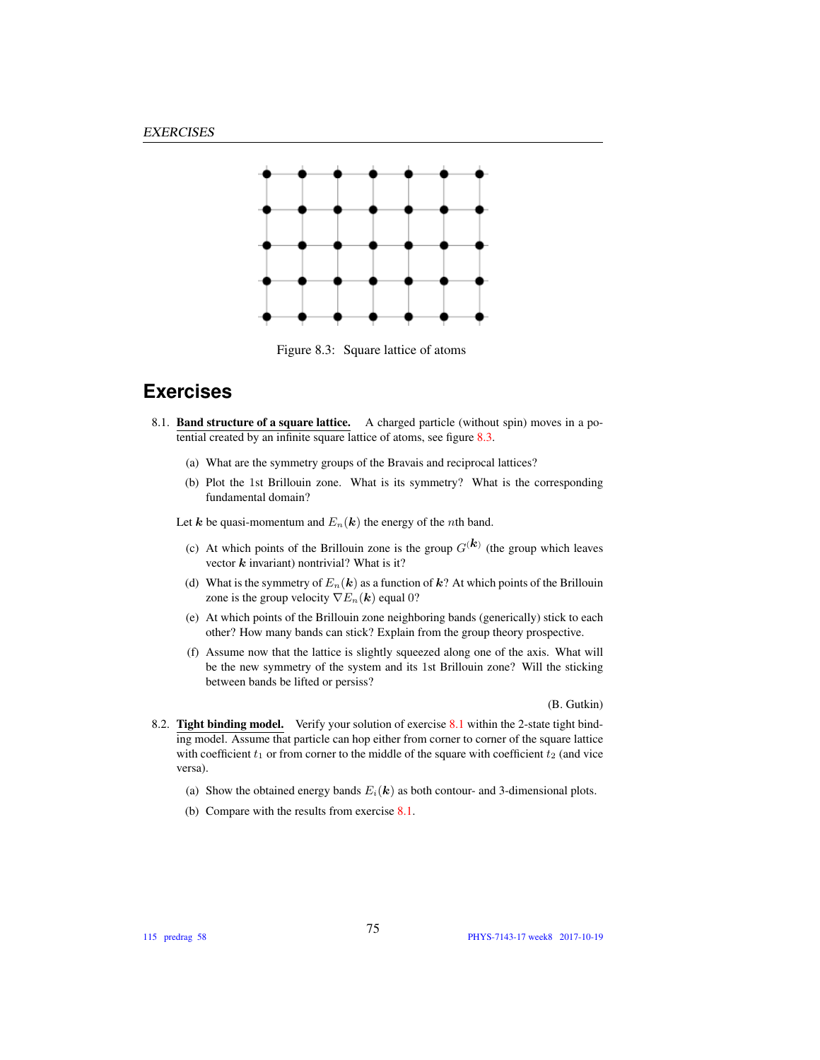Figure 8.3: Square lattice of atoms

# Exercises

8.1. **Band structure of a square lattice.** A charged particle (without spin) moves in a potential created by an infinite square lattice of atoms, see figure 8.3.

(a) What are the symmetry groups of the Bravais and reciprocal lattices?

(b) Plot the 1st Brillouin zone. What is its symmetry? What is the corresponding fundamental domain?

Let $\boldsymbol{k}$ be quasi-momentum and $E_n(\boldsymbol{k})$ the energy of the $n$th band.

(c) At which points of the Brillouin zone is the group $G^{(\boldsymbol{k})}$ (the group which leaves vector $\boldsymbol{k}$ invariant) nontrivial? What is it?

(d) What is the symmetry of $E_n(\boldsymbol{k})$ as a function of $\boldsymbol{k}$? At which points of the Brillouin zone is the group velocity $\nabla E_n(\boldsymbol{k})$ equal 0?

(e) At which points of the Brillouin zone neighboring bands (generically) stick to each other? How many bands can stick? Explain from the group theory prospective.

(f) Assume now that the lattice is slightly squeezed along one of the axis. What will be the new symmetry of the system and its 1st Brillouin zone? Will the sticking between bands be lifted or persiss?

(B. Gutkin)

8.2. **Tight binding model.** Verify your solution of exercise 8.1 within the 2-state tight binding model. Assume that particle can hop either from corner to corner of the square lattice with coefficient $t_1$ or from corner to the middle of the square with coefficient $t_2$ (and vice versa).

(a) Show the obtained energy bands $E_i(\boldsymbol{k})$ as both contour- and 3-dimensional plots.

(b) Compare with the results from exercise 8.1.